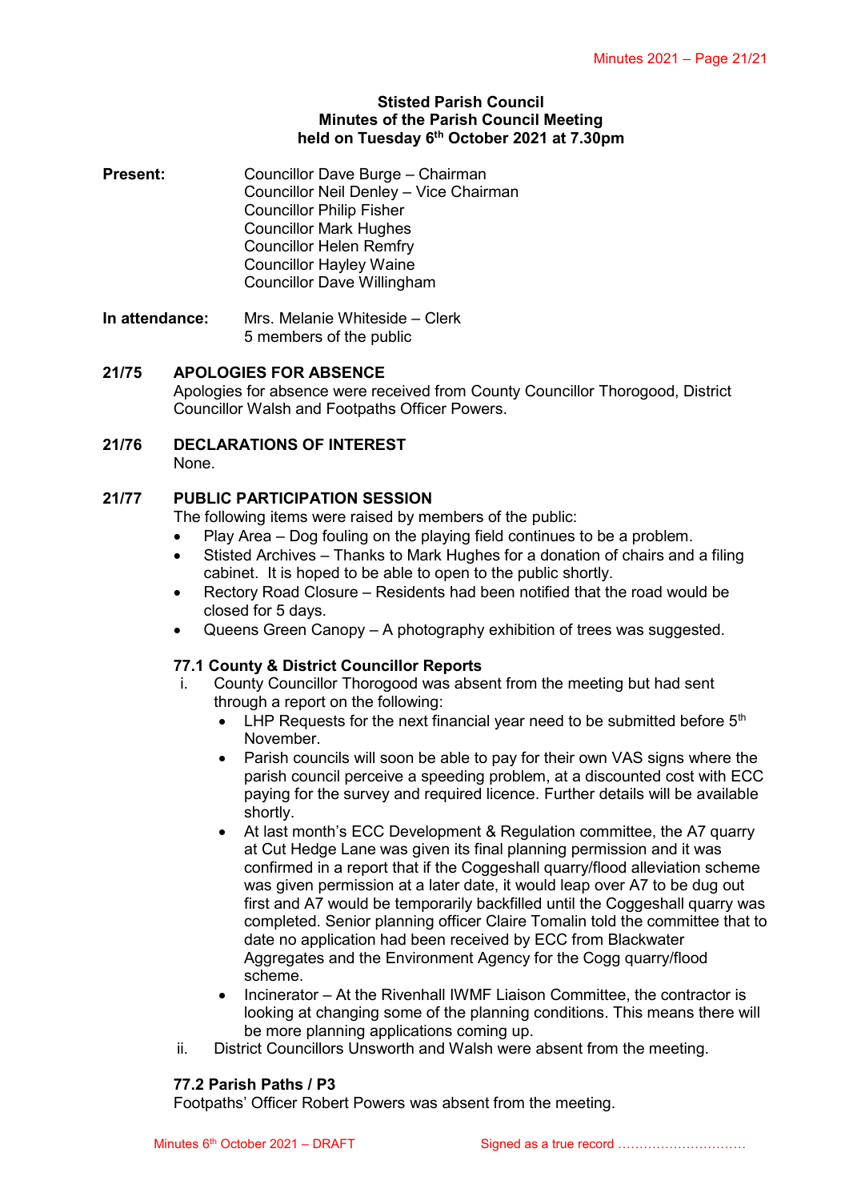# Stisted Parish Council
## Minutes of the Parish Council Meeting
### held on Tuesday 6th October 2021 at 7.30pm

**Present:**
Councillor Dave Burge – Chairman
Councillor Neil Denley – Vice Chairman
Councillor Philip Fisher
Councillor Mark Hughes
Councillor Helen Remfry
Councillor Hayley Waine
Councillor Dave Willingham

**In attendance:**
Mrs. Melanie Whiteside – Clerk
5 members of the public

### 21/75 APOLOGIES FOR ABSENCE

Apologies for absence were received from County Councillor Thorogood, District Councillor Walsh and Footpaths Officer Powers.

### 21/76 DECLARATIONS OF INTEREST

None.

### 21/77 PUBLIC PARTICIPATION SESSION

The following items were raised by members of the public:

- Play Area – Dog fouling on the playing field continues to be a problem.
- Stisted Archives – Thanks to Mark Hughes for a donation of chairs and a filing cabinet. It is hoped to be able to open to the public shortly.
- Rectory Road Closure – Residents had been notified that the road would be closed for 5 days.
- Queens Green Canopy – A photography exhibition of trees was suggested.

**77.1 County & District Councillor Reports**

i. County Councillor Thorogood was absent from the meeting but had sent through a report on the following:
   - LHP Requests for the next financial year need to be submitted before 5th November.
   - Parish councils will soon be able to pay for their own VAS signs where the parish council perceive a speeding problem, at a discounted cost with ECC paying for the survey and required licence. Further details will be available shortly.
   - At last month's ECC Development & Regulation committee, the A7 quarry at Cut Hedge Lane was given its final planning permission and it was confirmed in a report that if the Coggeshall quarry/flood alleviation scheme was given permission at a later date, it would leap over A7 to be dug out first and A7 would be temporarily backfilled until the Coggeshall quarry was completed. Senior planning officer Claire Tomalin told the committee that to date no application had been received by ECC from Blackwater Aggregates and the Environment Agency for the Cogg quarry/flood scheme.
   - Incinerator – At the Rivenhall IWMF Liaison Committee, the contractor is looking at changing some of the planning conditions. This means there will be more planning applications coming up.

ii. District Councillors Unsworth and Walsh were absent from the meeting.

**77.2 Parish Paths / P3**

Footpaths' Officer Robert Powers was absent from the meeting.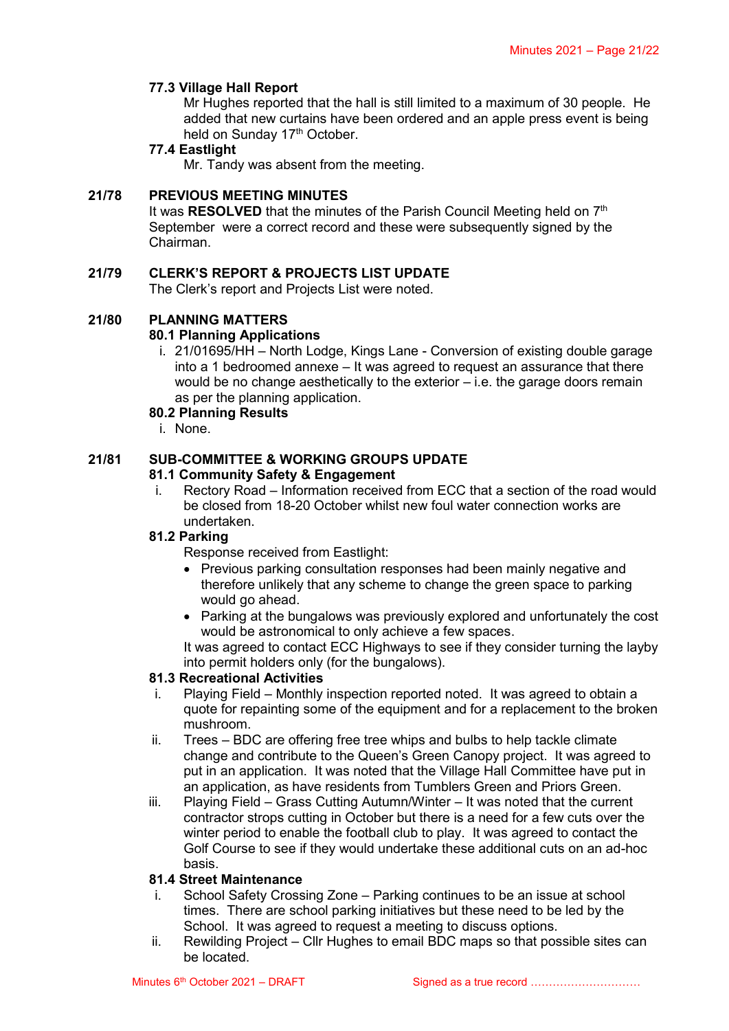**77.3 Village Hall Report**

Mr Hughes reported that the hall is still limited to a maximum of 30 people. He added that new curtains have been ordered and an apple press event is being held on Sunday 17th October.

**77.4 Eastlight**

Mr. Tandy was absent from the meeting.

## 21/78 PREVIOUS MEETING MINUTES

It was **RESOLVED** that the minutes of the Parish Council Meeting held on 7th September were a correct record and these were subsequently signed by the Chairman.

## 21/79 CLERK'S REPORT & PROJECTS LIST UPDATE

The Clerk's report and Projects List were noted.

## 21/80 PLANNING MATTERS

**80.1 Planning Applications**

i. 21/01695/HH – North Lodge, Kings Lane - Conversion of existing double garage into a 1 bedroomed annexe – It was agreed to request an assurance that there would be no change aesthetically to the exterior – i.e. the garage doors remain as per the planning application.

**80.2 Planning Results**

i. None.

## 21/81 SUB-COMMITTEE & WORKING GROUPS UPDATE

**81.1 Community Safety & Engagement**

i. Rectory Road – Information received from ECC that a section of the road would be closed from 18-20 October whilst new foul water connection works are undertaken.

**81.2 Parking**

Response received from Eastlight:

- Previous parking consultation responses had been mainly negative and therefore unlikely that any scheme to change the green space to parking would go ahead.
- Parking at the bungalows was previously explored and unfortunately the cost would be astronomical to only achieve a few spaces.

It was agreed to contact ECC Highways to see if they consider turning the layby into permit holders only (for the bungalows).

**81.3 Recreational Activities**

i. Playing Field – Monthly inspection reported noted. It was agreed to obtain a quote for repainting some of the equipment and for a replacement to the broken mushroom.

ii. Trees – BDC are offering free tree whips and bulbs to help tackle climate change and contribute to the Queen's Green Canopy project. It was agreed to put in an application. It was noted that the Village Hall Committee have put in an application, as have residents from Tumblers Green and Priors Green.

iii. Playing Field – Grass Cutting Autumn/Winter – It was noted that the current contractor strops cutting in October but there is a need for a few cuts over the winter period to enable the football club to play. It was agreed to contact the Golf Course to see if they would undertake these additional cuts on an ad-hoc basis.

**81.4 Street Maintenance**

i. School Safety Crossing Zone – Parking continues to be an issue at school times. There are school parking initiatives but these need to be led by the School. It was agreed to request a meeting to discuss options.

ii. Rewilding Project – Cllr Hughes to email BDC maps so that possible sites can be located.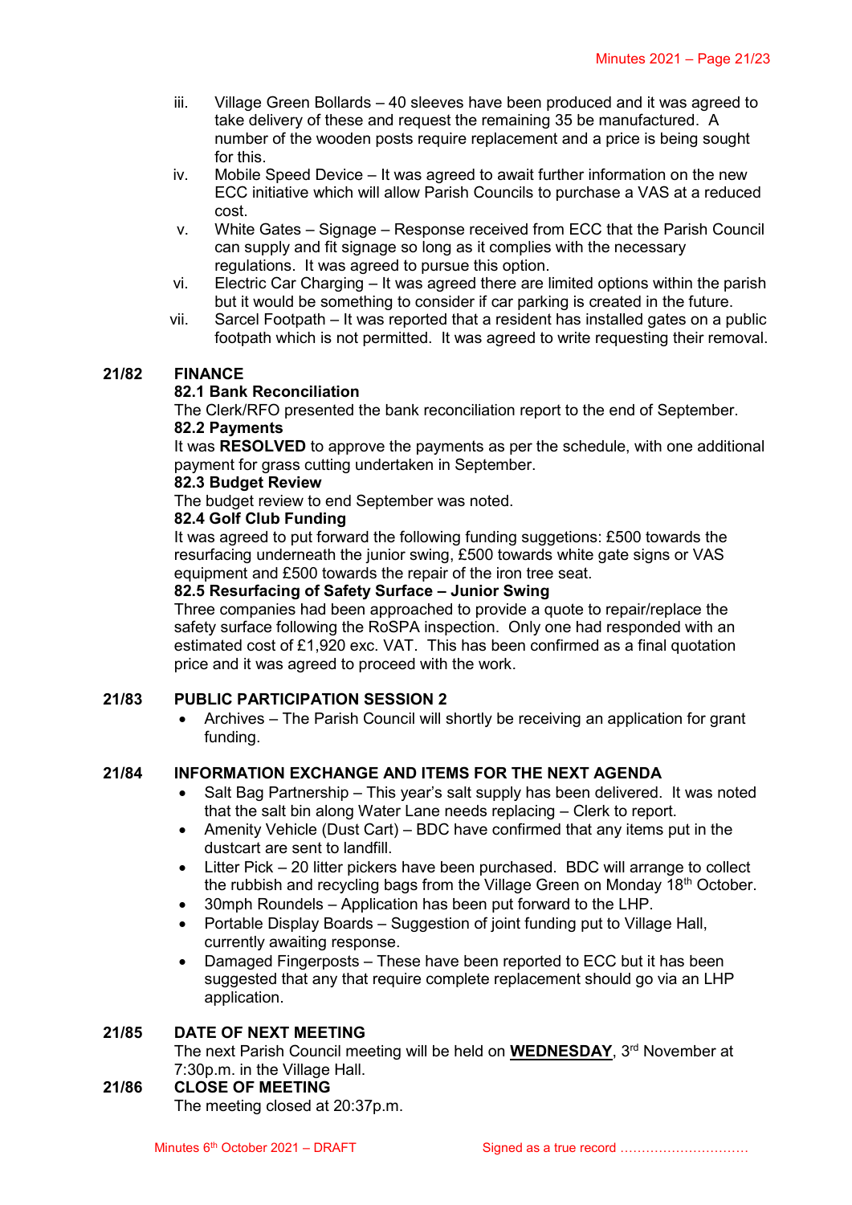iii. Village Green Bollards – 40 sleeves have been produced and it was agreed to take delivery of these and request the remaining 35 be manufactured. A number of the wooden posts require replacement and a price is being sought for this.

iv. Mobile Speed Device – It was agreed to await further information on the new ECC initiative which will allow Parish Councils to purchase a VAS at a reduced cost.

v. White Gates – Signage – Response received from ECC that the Parish Council can supply and fit signage so long as it complies with the necessary regulations. It was agreed to pursue this option.

vi. Electric Car Charging – It was agreed there are limited options within the parish but it would be something to consider if car parking is created in the future.

vii. Sarcel Footpath – It was reported that a resident has installed gates on a public footpath which is not permitted. It was agreed to write requesting their removal.

**21/82 FINANCE**

**82.1 Bank Reconciliation**

The Clerk/RFO presented the bank reconciliation report to the end of September.

**82.2 Payments**

It was **RESOLVED** to approve the payments as per the schedule, with one additional payment for grass cutting undertaken in September.

**82.3 Budget Review**

The budget review to end September was noted.

**82.4 Golf Club Funding**

It was agreed to put forward the following funding suggetions: £500 towards the resurfacing underneath the junior swing, £500 towards white gate signs or VAS equipment and £500 towards the repair of the iron tree seat.

**82.5 Resurfacing of Safety Surface – Junior Swing**

Three companies had been approached to provide a quote to repair/replace the safety surface following the RoSPA inspection. Only one had responded with an estimated cost of £1,920 exc. VAT. This has been confirmed as a final quotation price and it was agreed to proceed with the work.

**21/83 PUBLIC PARTICIPATION SESSION 2**

- Archives – The Parish Council will shortly be receiving an application for grant funding.

**21/84 INFORMATION EXCHANGE AND ITEMS FOR THE NEXT AGENDA**

- Salt Bag Partnership – This year's salt supply has been delivered. It was noted that the salt bin along Water Lane needs replacing – Clerk to report.
- Amenity Vehicle (Dust Cart) – BDC have confirmed that any items put in the dustcart are sent to landfill.
- Litter Pick – 20 litter pickers have been purchased. BDC will arrange to collect the rubbish and recycling bags from the Village Green on Monday 18th October.
- 30mph Roundels – Application has been put forward to the LHP.
- Portable Display Boards – Suggestion of joint funding put to Village Hall, currently awaiting response.
- Damaged Fingerposts – These have been reported to ECC but it has been suggested that any that require complete replacement should go via an LHP application.

**21/85 DATE OF NEXT MEETING**

The next Parish Council meeting will be held on **WEDNESDAY**, 3rd November at 7:30p.m. in the Village Hall.

**21/86 CLOSE OF MEETING**

The meeting closed at 20:37p.m.

Minutes 6th October 2021 – DRAFT    Signed as a true record …………………………